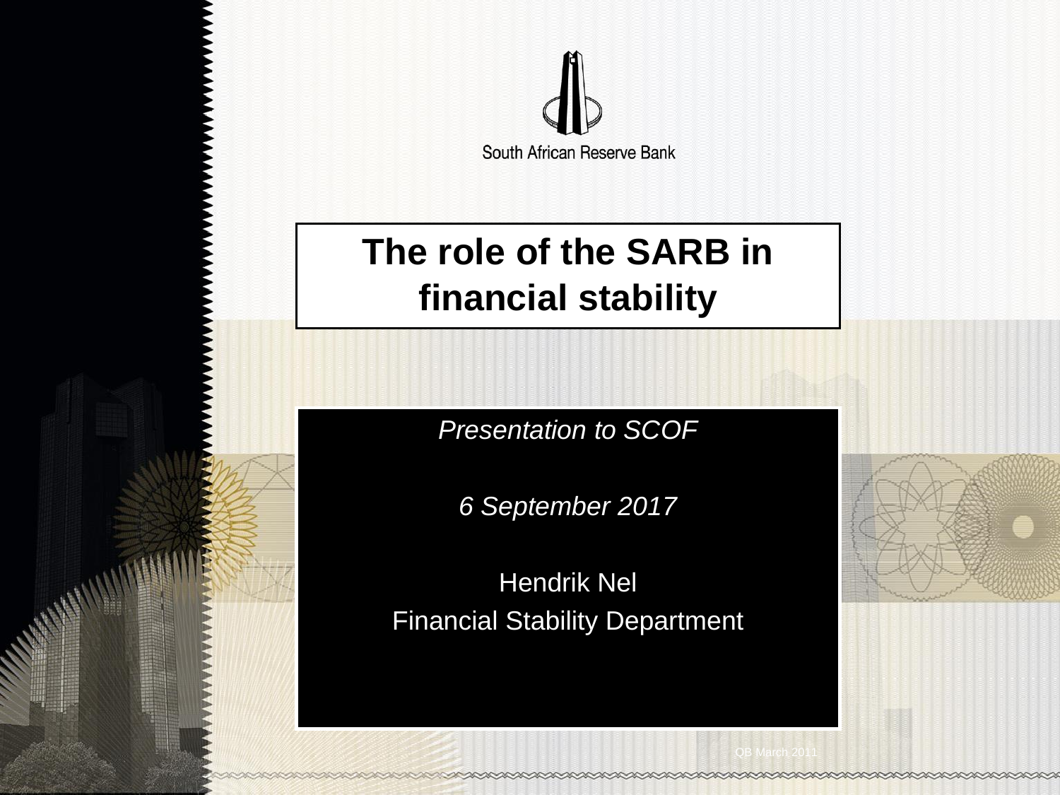South African Reserve Bank

# The role of the SARB in financial stability

*Presentation to SCOF*

*6 September 2017*

Hendrik Nel

Financial Stability Department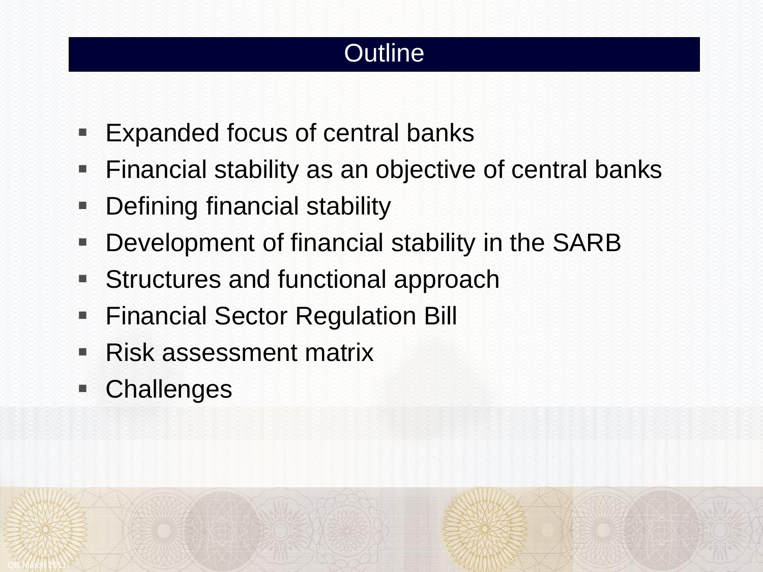# Outline

- Expanded focus of central banks
- Financial stability as an objective of central banks
- Defining financial stability
- Development of financial stability in the SARB
- Structures and functional approach
- Financial Sector Regulation Bill
- Risk assessment matrix
- Challenges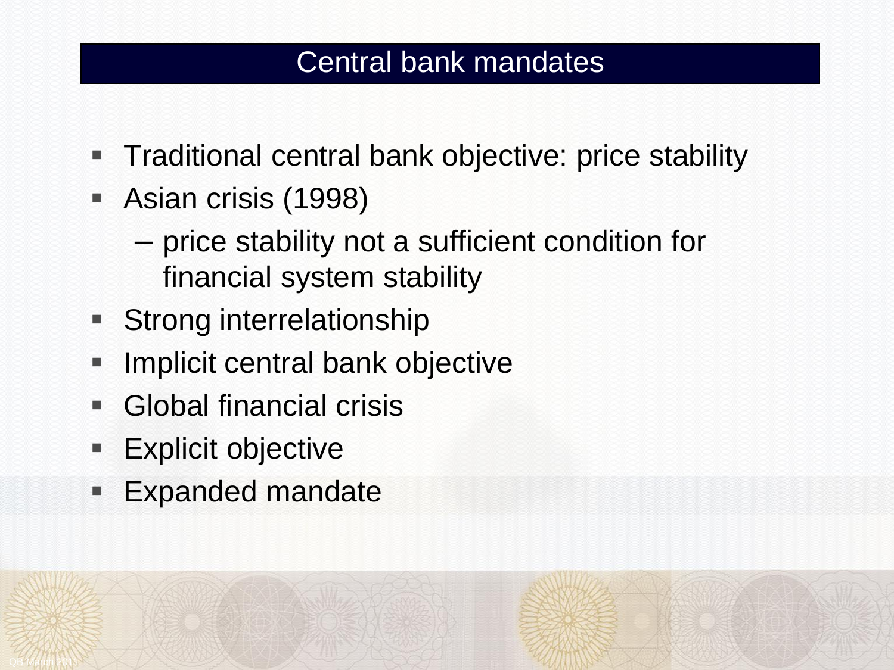## Central bank mandates

- Traditional central bank objective: price stability
- Asian crisis (1998)
  - price stability not a sufficient condition for financial system stability
- Strong interrelationship
- Implicit central bank objective
- Global financial crisis
- Explicit objective
- Expanded mandate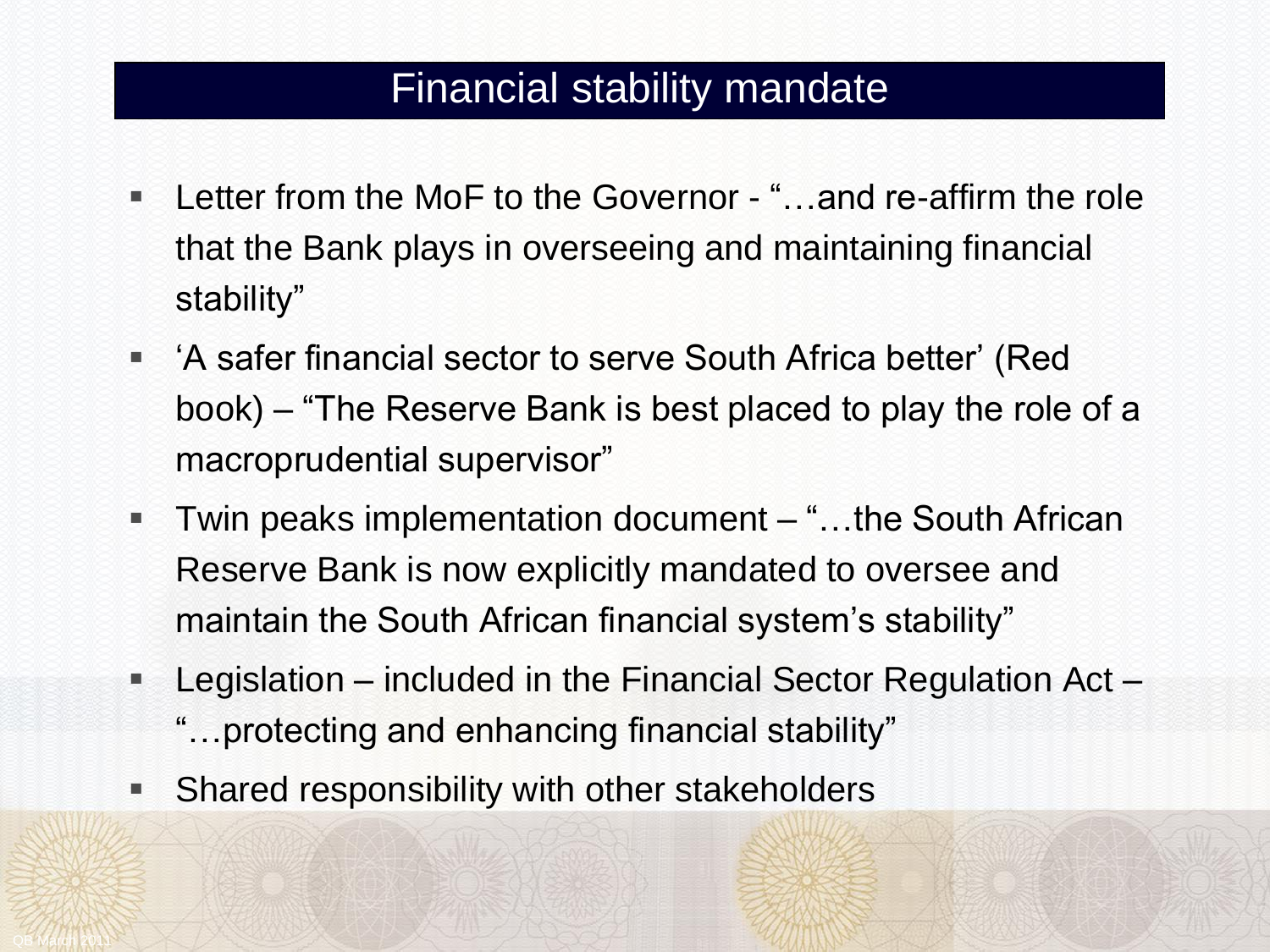# Financial stability mandate

- Letter from the MoF to the Governor - "…and re-affirm the role that the Bank plays in overseeing and maintaining financial stability"
- 'A safer financial sector to serve South Africa better' (Red book) – "The Reserve Bank is best placed to play the role of a macroprudential supervisor"
- Twin peaks implementation document – "…the South African Reserve Bank is now explicitly mandated to oversee and maintain the South African financial system's stability"
- Legislation – included in the Financial Sector Regulation Act – "…protecting and enhancing financial stability"
- Shared responsibility with other stakeholders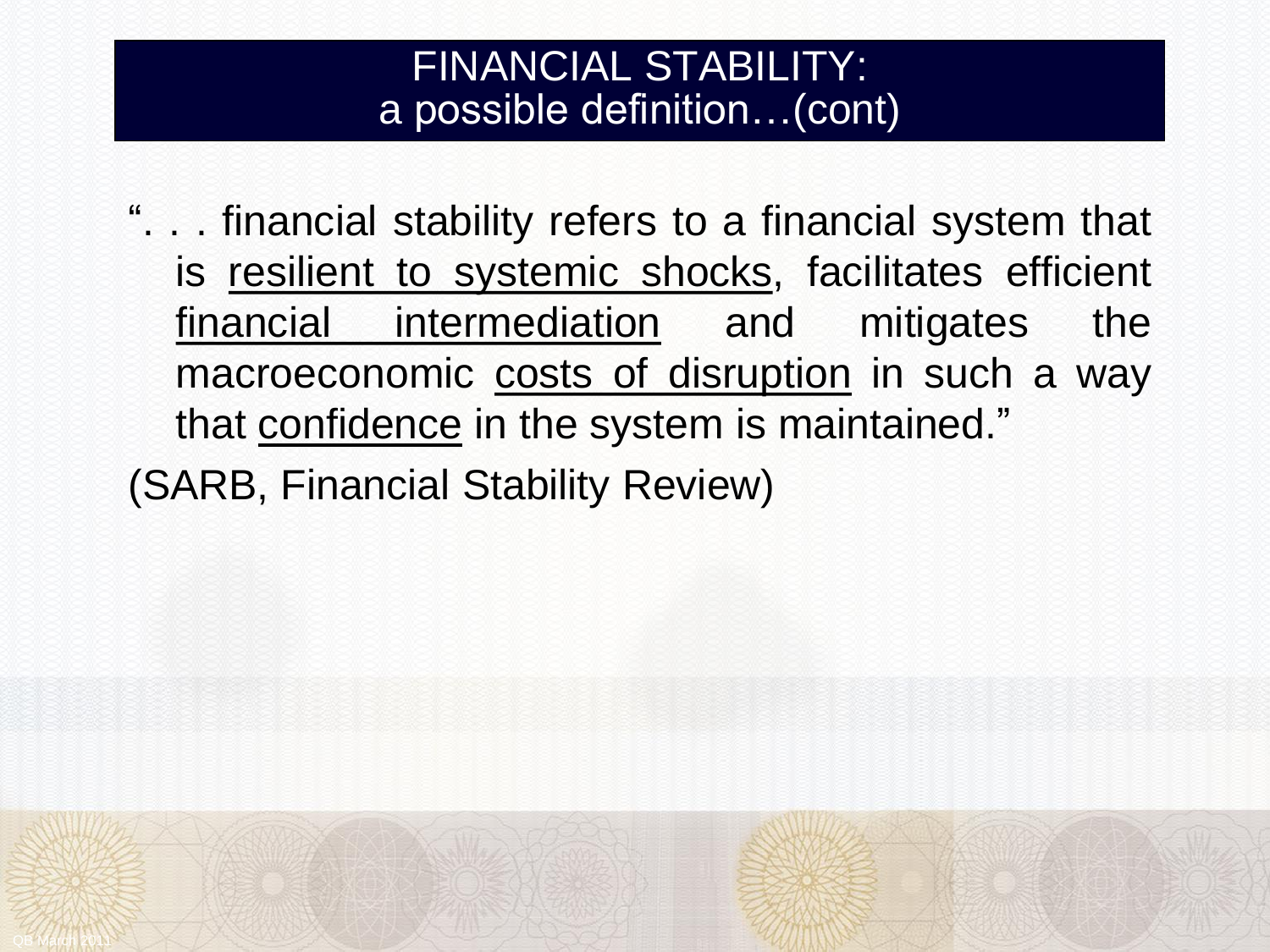# FINANCIAL STABILITY: a possible definition…(cont)

". . . financial stability refers to a financial system that is <u>resilient to systemic shocks</u>, facilitates efficient <u>financial intermediation</u> and mitigates the macroeconomic <u>costs of disruption</u> in such a way that <u>confidence</u> in the system is maintained."

(SARB, Financial Stability Review)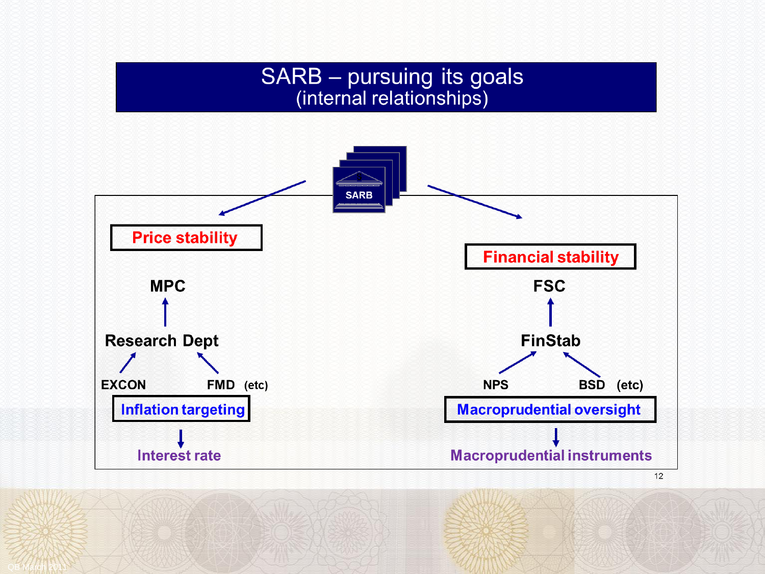# SARB – pursuing its goals
## (internal relationships)

SARB

**Price stability**

**MPC**

↑

**Research Dept**

**EXCON** **FMD** (etc)

**Inflation targeting**

↓

Interest rate

**Financial stability**

**FSC**

↑

**FinStab**

**NPS** **BSD** (etc)

**Macroprudential oversight**

↓

Macroprudential instruments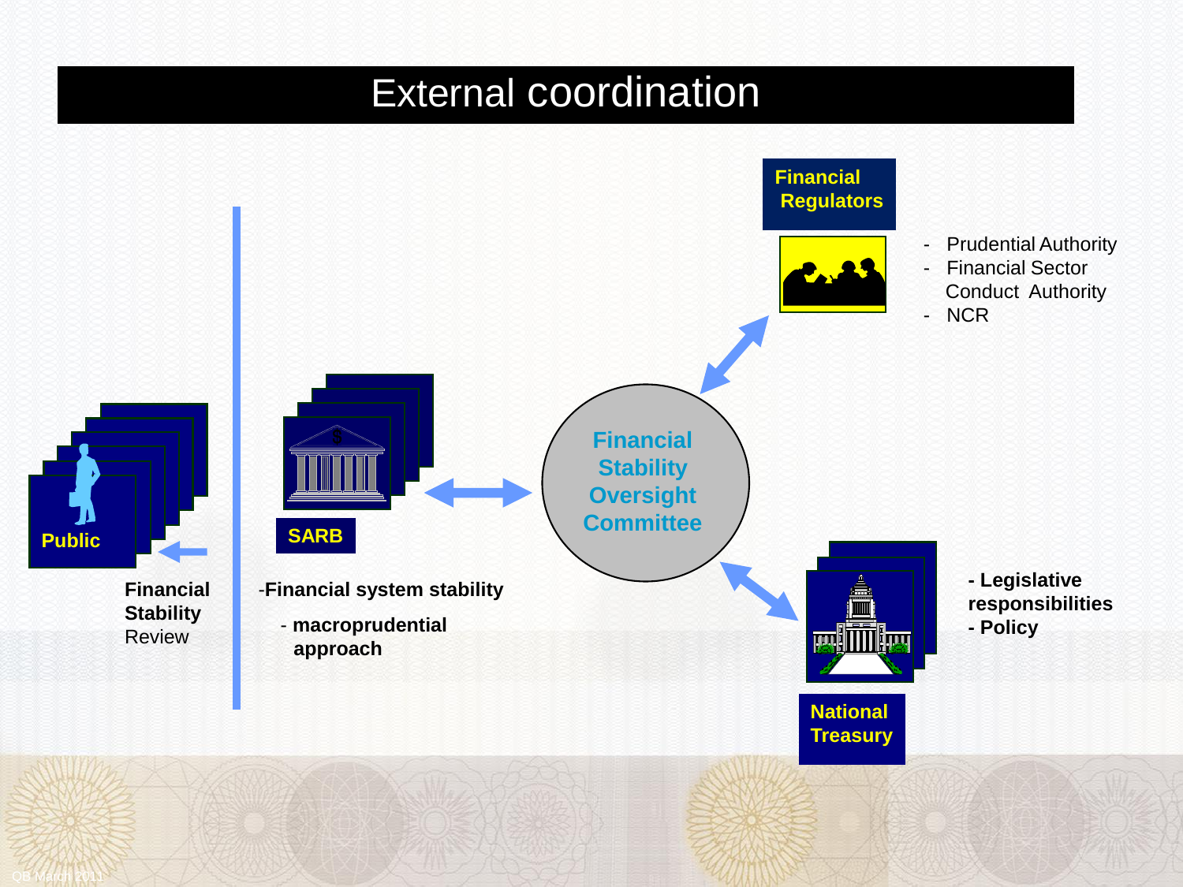# External coordination

**Financial Regulators**

- Prudential Authority
- Financial Sector Conduct Authority
- NCR

**Financial Stability Oversight Committee**

**Public**

**Financial Stability** Review

**SARB**

-**Financial system stability**

- **macroprudential approach**

**National Treasury**

**- Legislative responsibilities**
**- Policy**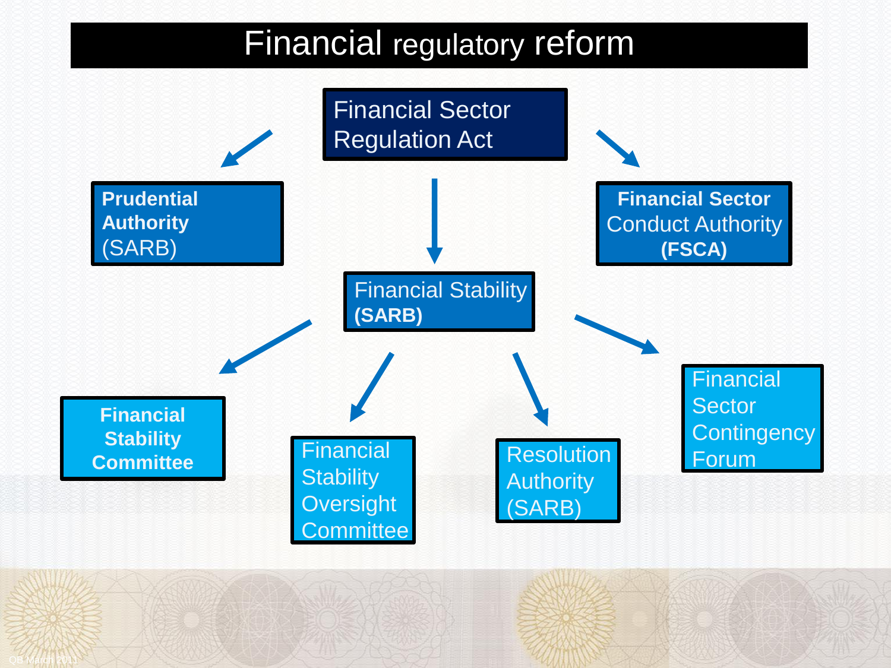# Financial regulatory reform

**Financial Sector Regulation Act**

- **Prudential Authority** (SARB)
- **Financial Sector** Conduct Authority **(FSCA)**
- Financial Stability **(SARB)**
  - **Financial Stability Committee**
  - Financial Stability Oversight Committee
  - Resolution Authority (SARB)
  - Financial Sector Contingency Forum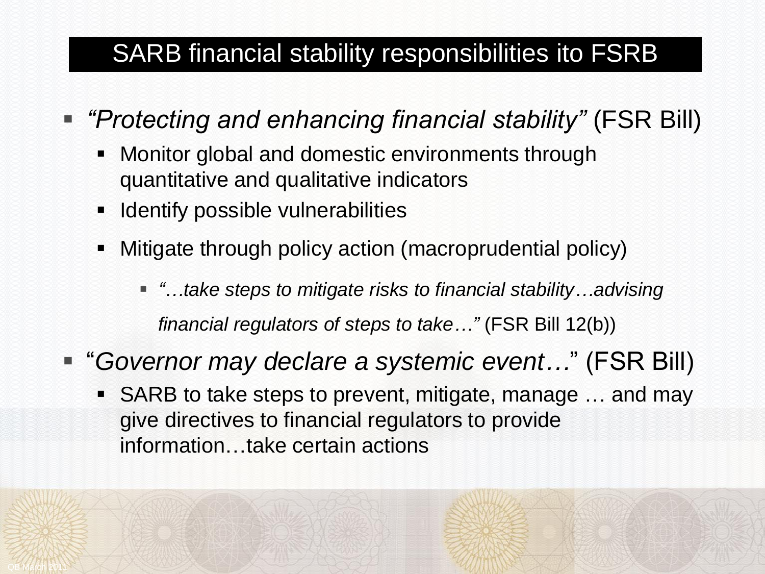# SARB financial stability responsibilities ito FSRB

- *"Protecting and enhancing financial stability"* (FSR Bill)
  - Monitor global and domestic environments through quantitative and qualitative indicators
  - Identify possible vulnerabilities
  - Mitigate through policy action (macroprudential policy)
    - *"…take steps to mitigate risks to financial stability…advising financial regulators of steps to take…"* (FSR Bill 12(b))
- "*Governor may declare a systemic event…*" (FSR Bill)
  - SARB to take steps to prevent, mitigate, manage … and may give directives to financial regulators to provide information…take certain actions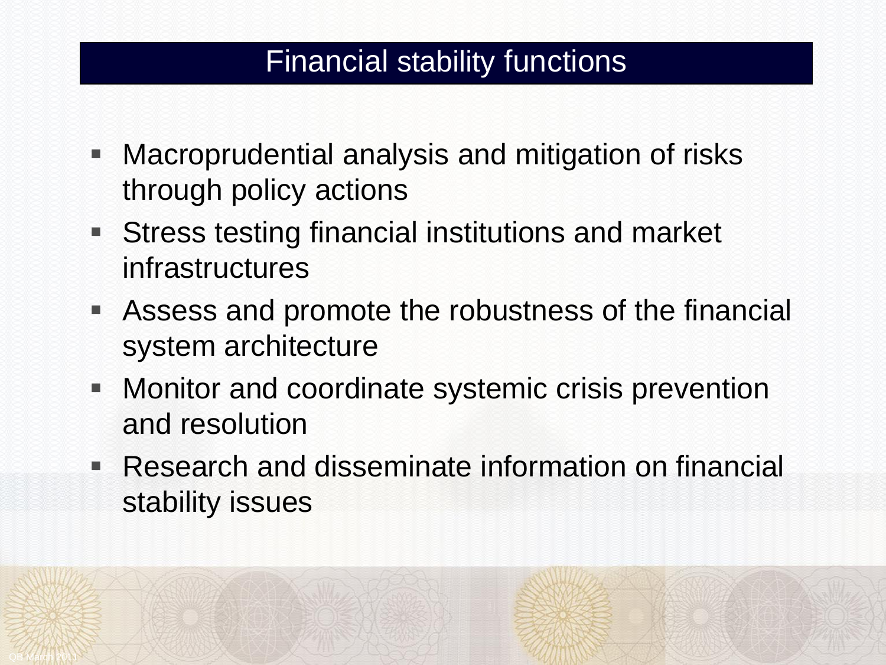# Financial stability functions

- Macroprudential analysis and mitigation of risks through policy actions
- Stress testing financial institutions and market infrastructures
- Assess and promote the robustness of the financial system architecture
- Monitor and coordinate systemic crisis prevention and resolution
- Research and disseminate information on financial stability issues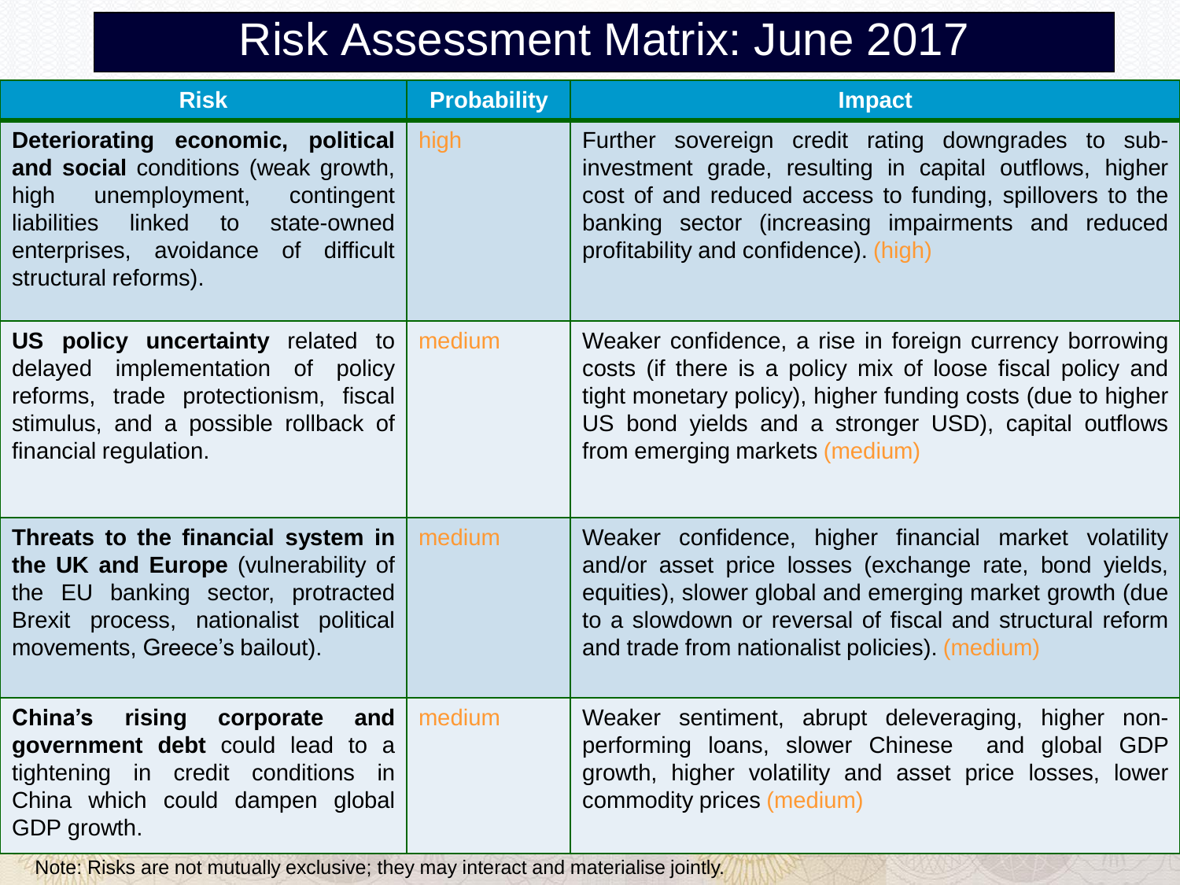# Risk Assessment Matrix: June 2017

| Risk | Probability | Impact |
|---|---|---|
| **Deteriorating economic, political and social** conditions (weak growth, high unemployment, contingent liabilities linked to state-owned enterprises, avoidance of difficult structural reforms). | high | Further sovereign credit rating downgrades to sub-investment grade, resulting in capital outflows, higher cost of and reduced access to funding, spillovers to the banking sector (increasing impairments and reduced profitability and confidence). (high) |
| **US policy uncertainty** related to delayed implementation of policy reforms, trade protectionism, fiscal stimulus, and a possible rollback of financial regulation. | medium | Weaker confidence, a rise in foreign currency borrowing costs (if there is a policy mix of loose fiscal policy and tight monetary policy), higher funding costs (due to higher US bond yields and a stronger USD), capital outflows from emerging markets (medium) |
| **Threats to the financial system in the UK and Europe** (vulnerability of the EU banking sector, protracted Brexit process, nationalist political movements, Greece's bailout). | medium | Weaker confidence, higher financial market volatility and/or asset price losses (exchange rate, bond yields, equities), slower global and emerging market growth (due to a slowdown or reversal of fiscal and structural reform and trade from nationalist policies). (medium) |
| **China's rising corporate and government debt** could lead to a tightening in credit conditions in China which could dampen global GDP growth. | medium | Weaker sentiment, abrupt deleveraging, higher non-performing loans, slower Chinese and global GDP growth, higher volatility and asset price losses, lower commodity prices (medium) |

Note: Risks are not mutually exclusive; they may interact and materialise jointly.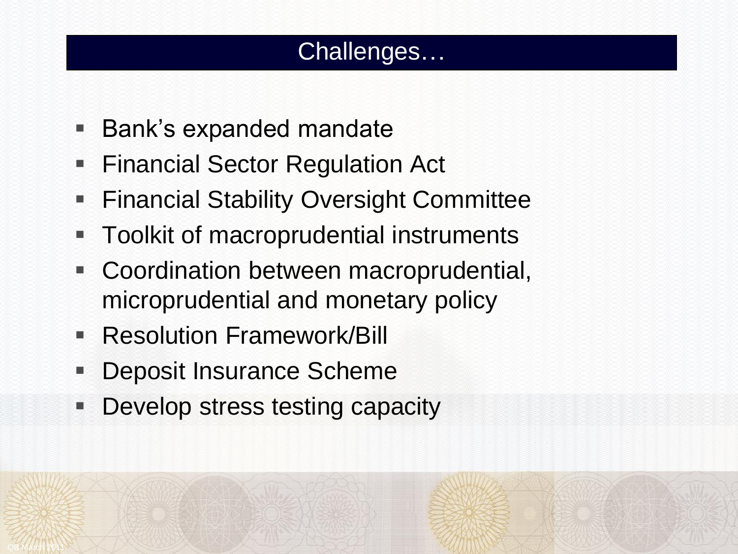# Challenges…

- Bank's expanded mandate
- Financial Sector Regulation Act
- Financial Stability Oversight Committee
- Toolkit of macroprudential instruments
- Coordination between macroprudential, microprudential and monetary policy
- Resolution Framework/Bill
- Deposit Insurance Scheme
- Develop stress testing capacity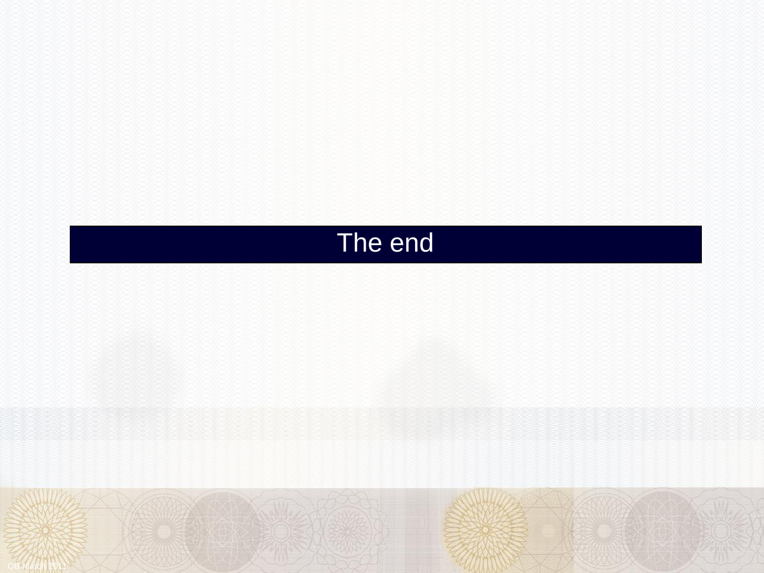# The end